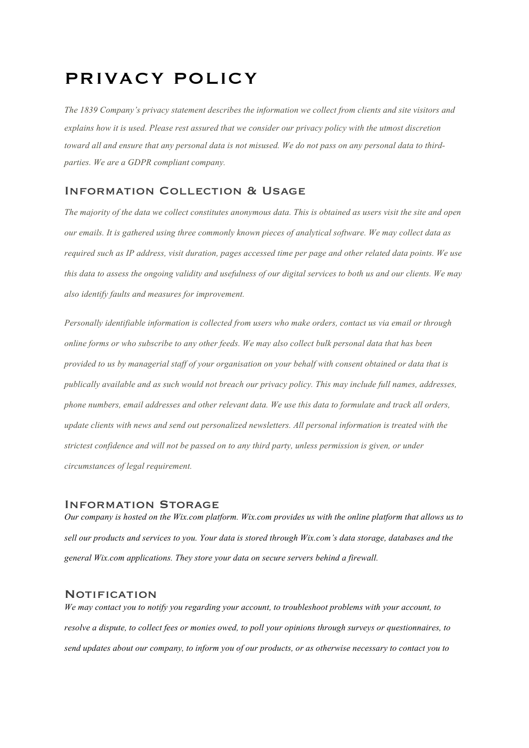# PRIVACY POLICY

*The 1839 Company's privacy statement describes the information we collect from clients and site visitors and explains how it is used. Please rest assured that we consider our privacy policy with the utmost discretion toward all and ensure that any personal data is not misused. We do not pass on any personal data to third-parties. We are a GDPR compliant company.*

## Information Collection & Usage

*The majority of the data we collect constitutes anonymous data. This is obtained as users visit the site and open our emails. It is gathered using three commonly known pieces of analytical software. We may collect data as required such as IP address, visit duration, pages accessed time per page and other related data points. We use this data to assess the ongoing validity and usefulness of our digital services to both us and our clients. We may also identify faults and measures for improvement.*

*Personally identifiable information is collected from users who make orders, contact us via email or through online forms or who subscribe to any other feeds. We may also collect bulk personal data that has been provided to us by managerial staff of your organisation on your behalf with consent obtained or data that is publically available and as such would not breach our privacy policy. This may include full names, addresses, phone numbers, email addresses and other relevant data. We use this data to formulate and track all orders, update clients with news and send out personalized newsletters. All personal information is treated with the strictest confidence and will not be passed on to any third party, unless permission is given, or under circumstances of legal requirement.*

## Information Storage

*Our company is hosted on the Wix.com platform. Wix.com provides us with the online platform that allows us to sell our products and services to you. Your data is stored through Wix.com's data storage, databases and the general Wix.com applications. They store your data on secure servers behind a firewall.*

## Notification

*We may contact you to notify you regarding your account, to troubleshoot problems with your account, to resolve a dispute, to collect fees or monies owed, to poll your opinions through surveys or questionnaires, to send updates about our company, to inform you of our products, or as otherwise necessary to contact you to*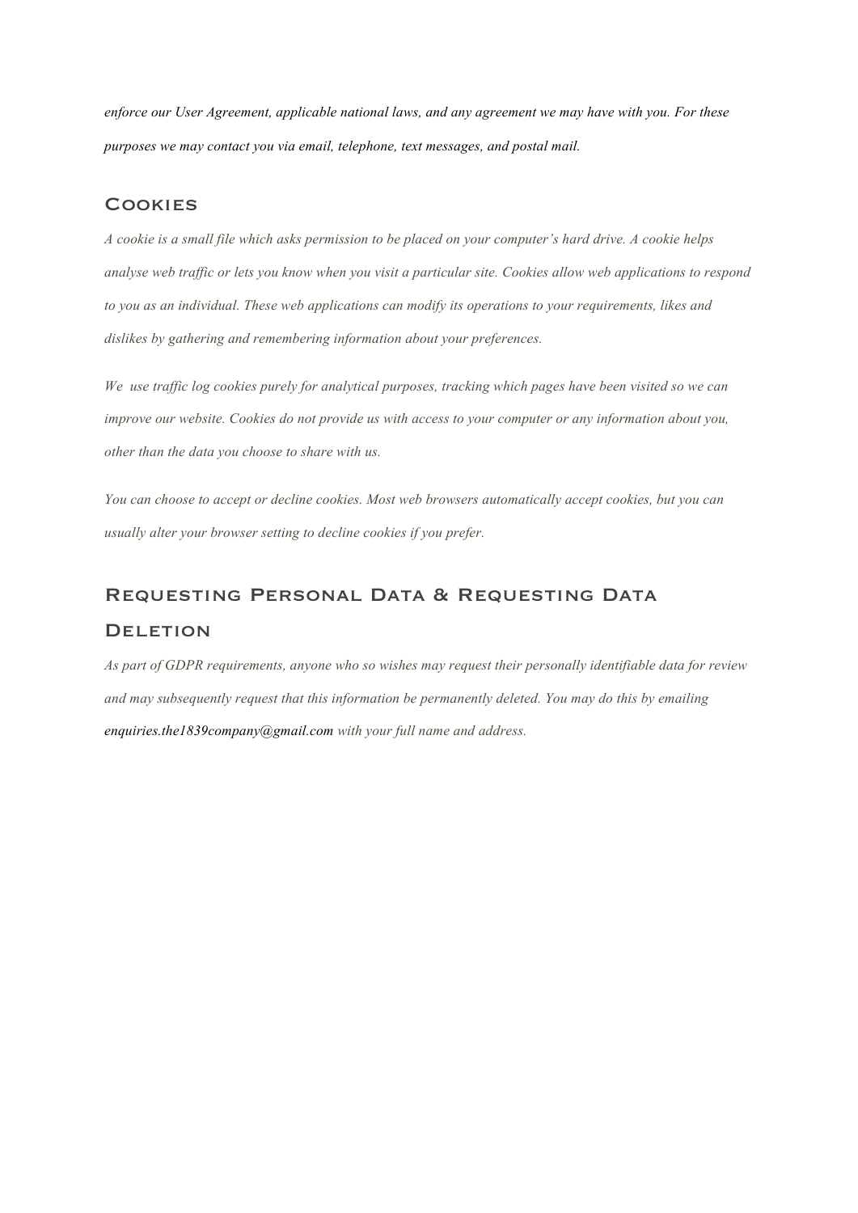*enforce our User Agreement, applicable national laws, and any agreement we may have with you. For these purposes we may contact you via email, telephone, text messages, and postal mail.*

## Cookies

*A cookie is a small file which asks permission to be placed on your computer's hard drive. A cookie helps analyse web traffic or lets you know when you visit a particular site. Cookies allow web applications to respond to you as an individual. These web applications can modify its operations to your requirements, likes and dislikes by gathering and remembering information about your preferences.*

*We use traffic log cookies purely for analytical purposes, tracking which pages have been visited so we can improve our website. Cookies do not provide us with access to your computer or any information about you, other than the data you choose to share with us.*

*You can choose to accept or decline cookies. Most web browsers automatically accept cookies, but you can usually alter your browser setting to decline cookies if you prefer.*

## Requesting Personal Data & Requesting Data Deletion

*As part of GDPR requirements, anyone who so wishes may request their personally identifiable data for review and may subsequently request that this information be permanently deleted. You may do this by emailing enquiries.the1839company@gmail.com with your full name and address.*